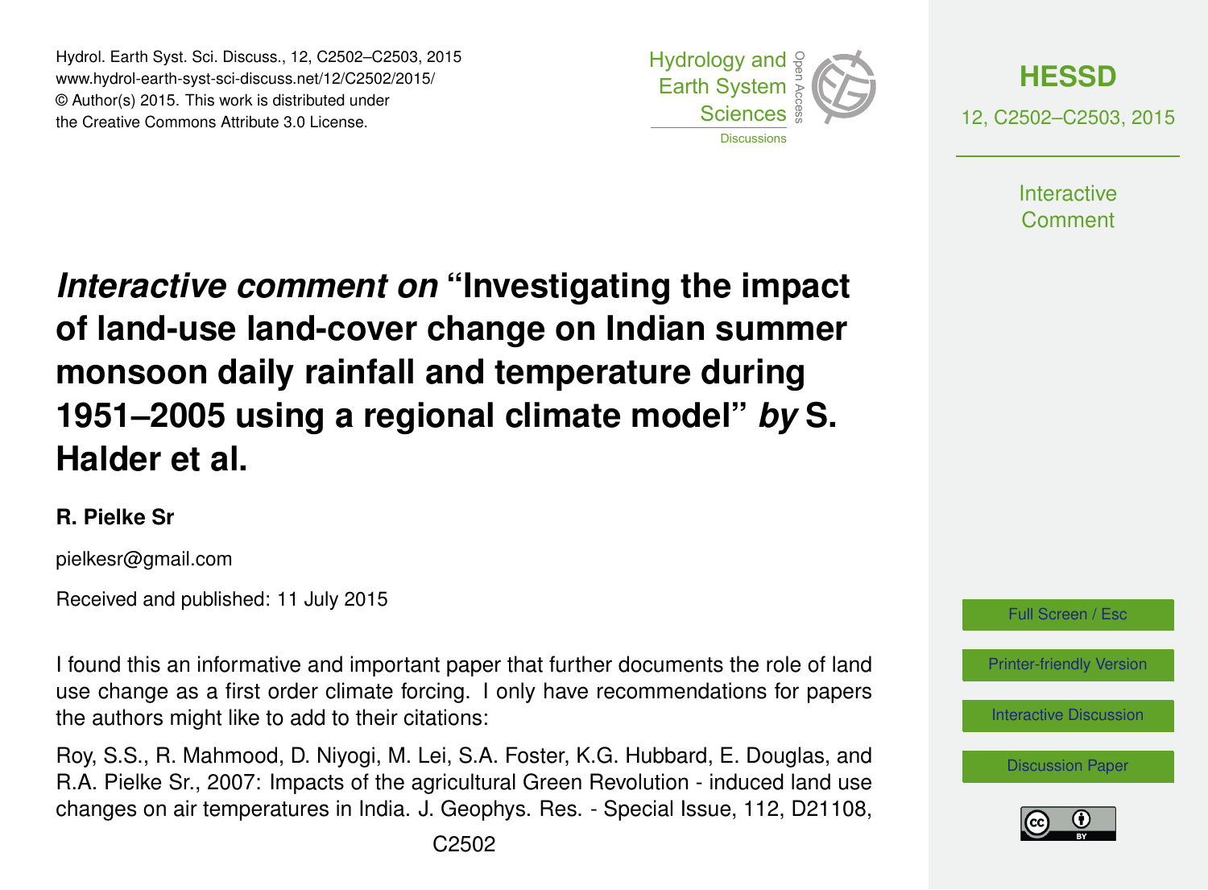# *Interactive comment on* "Investigating the impact of land-use land-cover change on Indian summer monsoon daily rainfall and temperature during 1951–2005 using a regional climate model" *by* S. Halder et al.

**R. Pielke Sr**

pielkesr@gmail.com

Received and published: 11 July 2015

I found this an informative and important paper that further documents the role of land use change as a first order climate forcing. I only have recommendations for papers the authors might like to add to their citations:

Roy, S.S., R. Mahmood, D. Niyogi, M. Lei, S.A. Foster, K.G. Hubbard, E. Douglas, and R.A. Pielke Sr., 2007: Impacts of the agricultural Green Revolution - induced land use changes on air temperatures in India. J. Geophys. Res. - Special Issue, 112, D21108,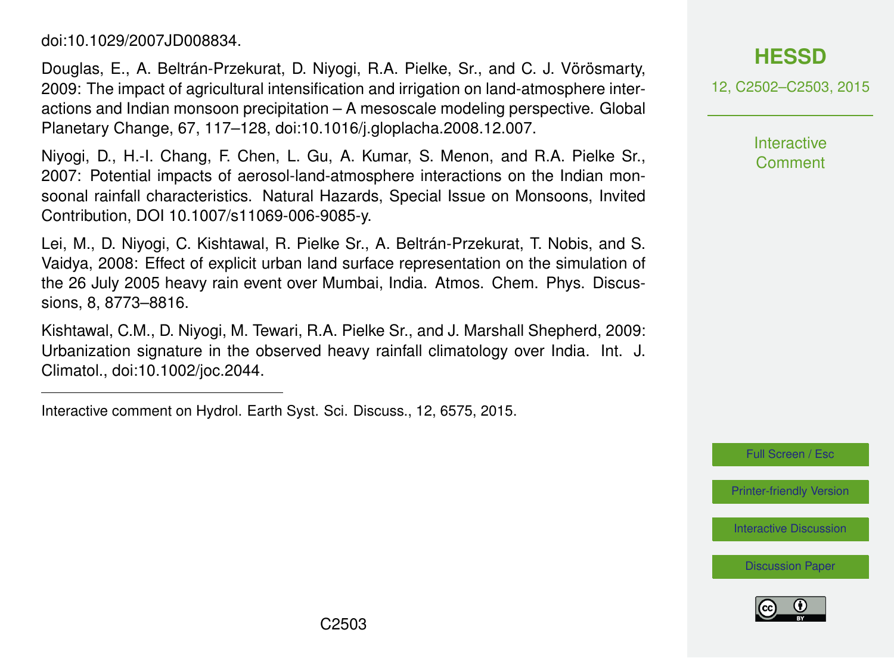doi:10.1029/2007JD008834.

Douglas, E., A. Beltrán-Przekurat, D. Niyogi, R.A. Pielke, Sr., and C. J. Vörösmarty, 2009: The impact of agricultural intensification and irrigation on land-atmosphere interactions and Indian monsoon precipitation – A mesoscale modeling perspective. Global Planetary Change, 67, 117–128, doi:10.1016/j.gloplacha.2008.12.007.

Niyogi, D., H.-I. Chang, F. Chen, L. Gu, A. Kumar, S. Menon, and R.A. Pielke Sr., 2007: Potential impacts of aerosol-land-atmosphere interactions on the Indian monsoonal rainfall characteristics. Natural Hazards, Special Issue on Monsoons, Invited Contribution, DOI 10.1007/s11069-006-9085-y.

Lei, M., D. Niyogi, C. Kishtawal, R. Pielke Sr., A. Beltrán-Przekurat, T. Nobis, and S. Vaidya, 2008: Effect of explicit urban land surface representation on the simulation of the 26 July 2005 heavy rain event over Mumbai, India. Atmos. Chem. Phys. Discussions, 8, 8773–8816.

Kishtawal, C.M., D. Niyogi, M. Tewari, R.A. Pielke Sr., and J. Marshall Shepherd, 2009: Urbanization signature in the observed heavy rainfall climatology over India. Int. J. Climatol., doi:10.1002/joc.2044.

---

Interactive comment on Hydrol. Earth Syst. Sci. Discuss., 12, 6575, 2015.